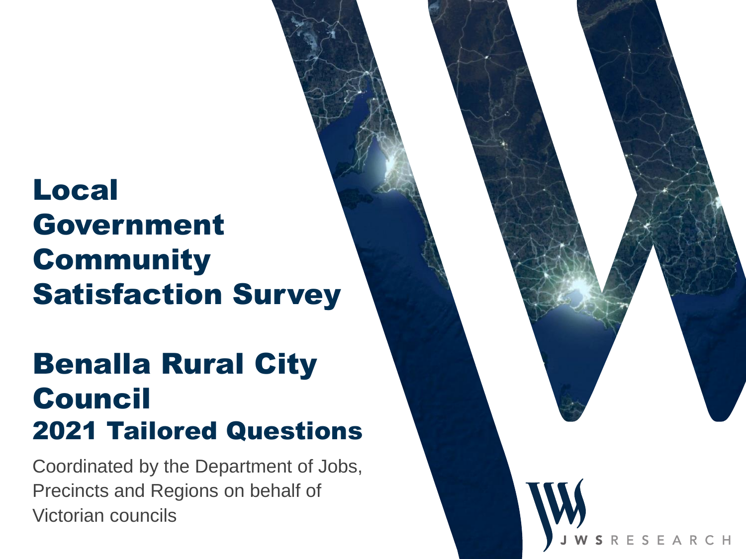# Local Government Community Satisfaction Survey

## Benalla Rural City Council
## 2021 Tailored Questions

Coordinated by the Department of Jobs, Precincts and Regions on behalf of Victorian councils

JWS RESEARCH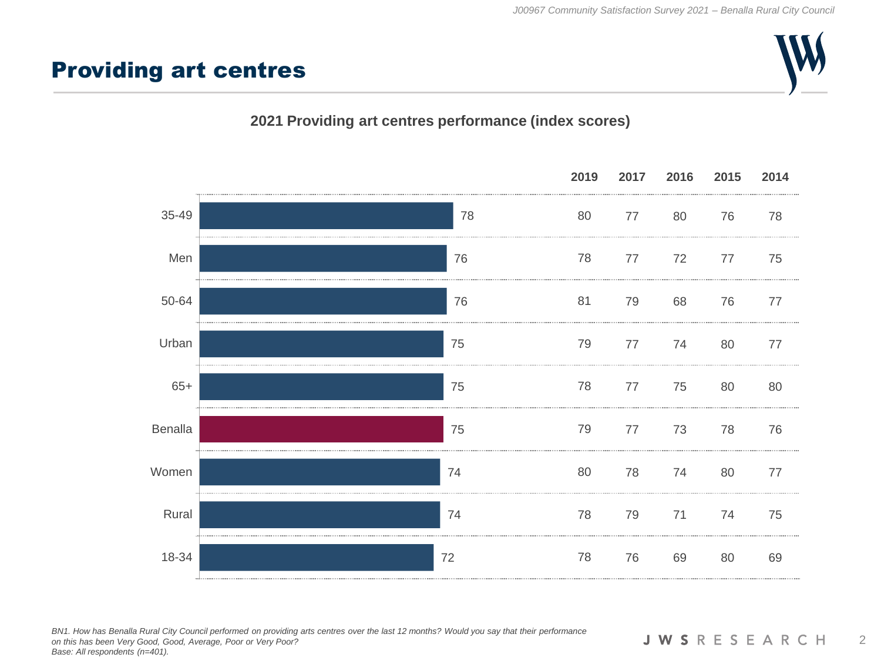# Providing art centres

**2021 Providing art centres performance (index scores)**

| | 2021 | 2019 | 2017 | 2016 | 2015 | 2014 |
|---|---|---|---|---|---|---|
| 35-49 | 78 | 80 | 77 | 80 | 76 | 78 |
| Men | 76 | 78 | 77 | 72 | 77 | 75 |
| 50-64 | 76 | 81 | 79 | 68 | 76 | 77 |
| Urban | 75 | 79 | 77 | 74 | 80 | 77 |
| 65+ | 75 | 78 | 77 | 75 | 80 | 80 |
| Benalla | 75 | 79 | 77 | 73 | 78 | 76 |
| Women | 74 | 80 | 78 | 74 | 80 | 77 |
| Rural | 74 | 78 | 79 | 71 | 74 | 75 |
| 18-34 | 72 | 78 | 76 | 69 | 80 | 69 |

*BN1. How has Benalla Rural City Council performed on providing arts centres over the last 12 months? Would you say that their performance on this has been Very Good, Good, Average, Poor or Very Poor?*
*Base: All respondents (n=401).*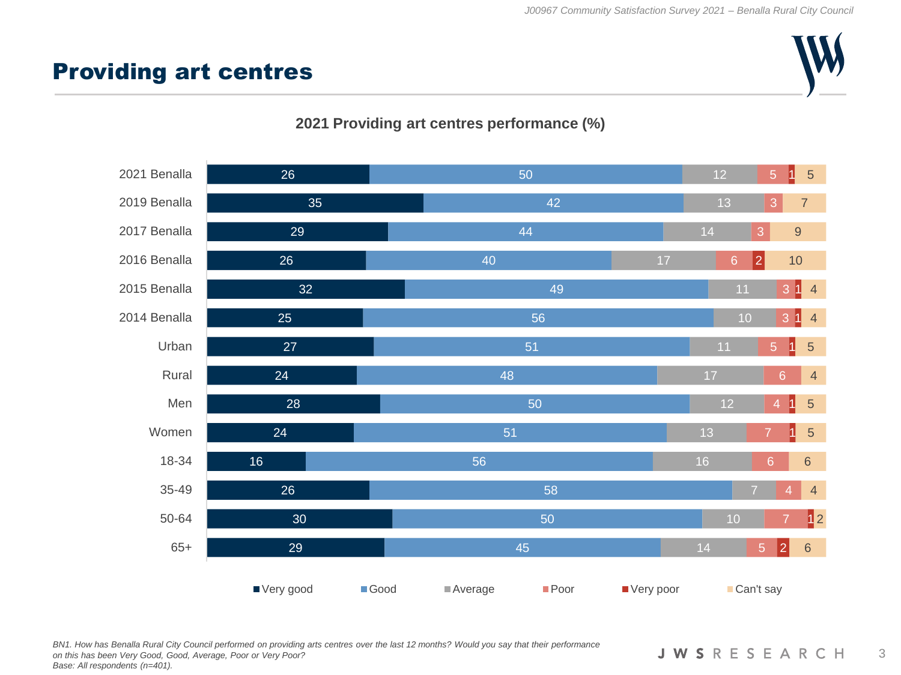# Providing art centres

**2021 Providing art centres performance (%)**

| | Very good | Good | Average | Poor | Very poor | Can't say |
|---|---|---|---|---|---|---|
| 2021 Benalla | 26 | 50 | 12 | 5 | 1 | 5 |
| 2019 Benalla | 35 | 42 | 13 | 3 | | 7 |
| 2017 Benalla | 29 | 44 | 14 | 3 | | 9 |
| 2016 Benalla | 26 | 40 | 17 | 6 | 2 | 10 |
| 2015 Benalla | 32 | 49 | 11 | 3 | 1 | 4 |
| 2014 Benalla | 25 | 56 | 10 | 3 | 1 | 4 |
| Urban | 27 | 51 | 11 | 5 | 1 | 5 |
| Rural | 24 | 48 | 17 | 6 | | 4 |
| Men | 28 | 50 | 12 | 4 | 1 | 5 |
| Women | 24 | 51 | 13 | 7 | 1 | 5 |
| 18-34 | 16 | 56 | 16 | 6 | | 6 |
| 35-49 | 26 | 58 | 7 | 4 | | 4 |
| 50-64 | 30 | 50 | 10 | 7 | 1 | 2 |
| 65+ | 29 | 45 | 14 | 5 | 2 | 6 |

*BN1. How has Benalla Rural City Council performed on providing arts centres over the last 12 months? Would you say that their performance on this has been Very Good, Good, Average, Poor or Very Poor?*
*Base: All respondents (n=401).*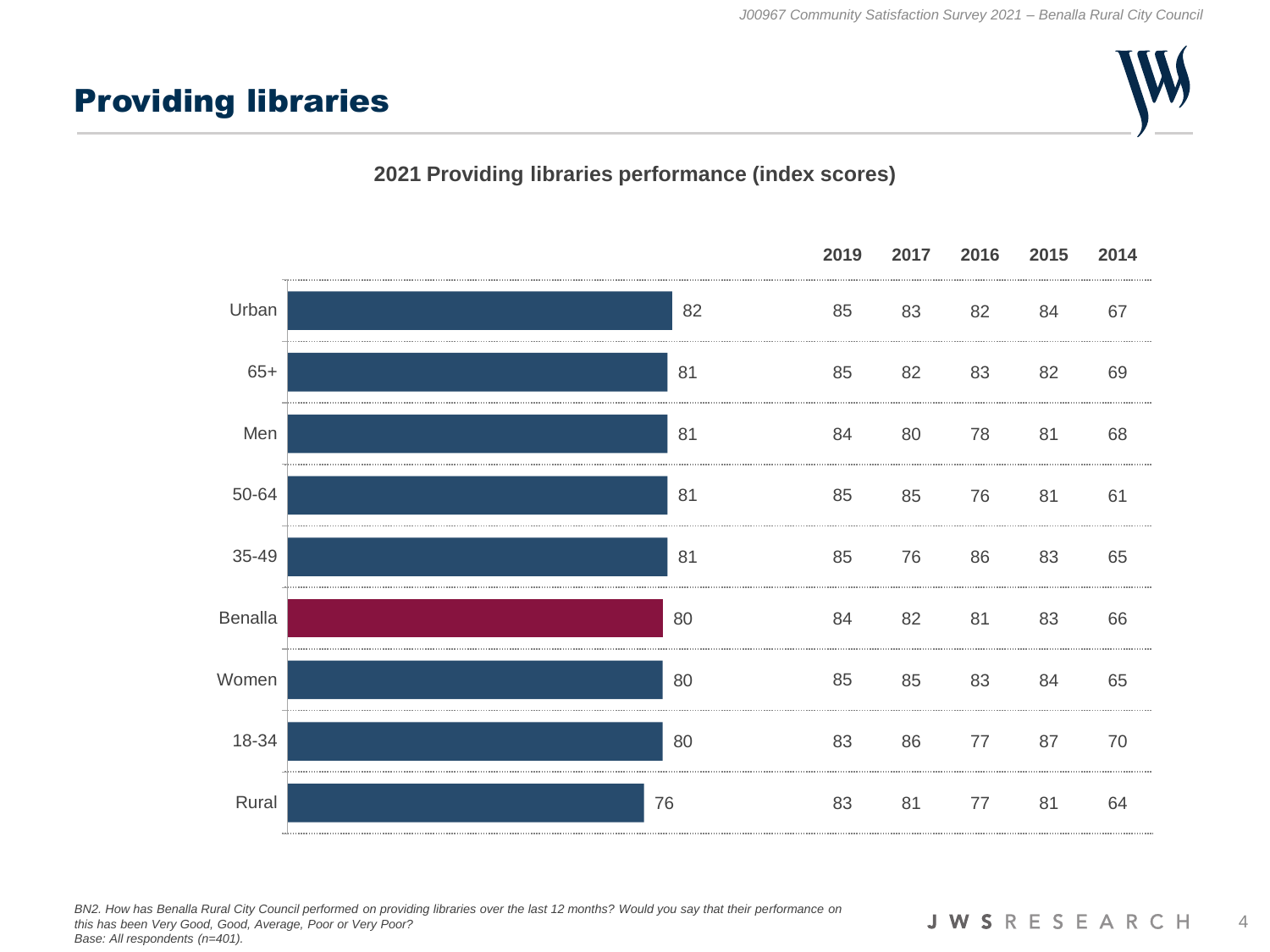# Providing libraries

**2021 Providing libraries performance (index scores)**

| | 2021 | 2019 | 2017 | 2016 | 2015 | 2014 |
|---|---|---|---|---|---|---|
| Urban | 82 | 85 | 83 | 82 | 84 | 67 |
| 65+ | 81 | 85 | 82 | 83 | 82 | 69 |
| Men | 81 | 84 | 80 | 78 | 81 | 68 |
| 50-64 | 81 | 85 | 85 | 76 | 81 | 61 |
| 35-49 | 81 | 85 | 76 | 86 | 83 | 65 |
| Benalla | 80 | 84 | 82 | 81 | 83 | 66 |
| Women | 80 | 85 | 85 | 83 | 84 | 65 |
| 18-34 | 80 | 83 | 86 | 77 | 87 | 70 |
| Rural | 76 | 83 | 81 | 77 | 81 | 64 |

*BN2. How has Benalla Rural City Council performed on providing libraries over the last 12 months? Would you say that their performance on this has been Very Good, Good, Average, Poor or Very Poor?*
*Base: All respondents (n=401).*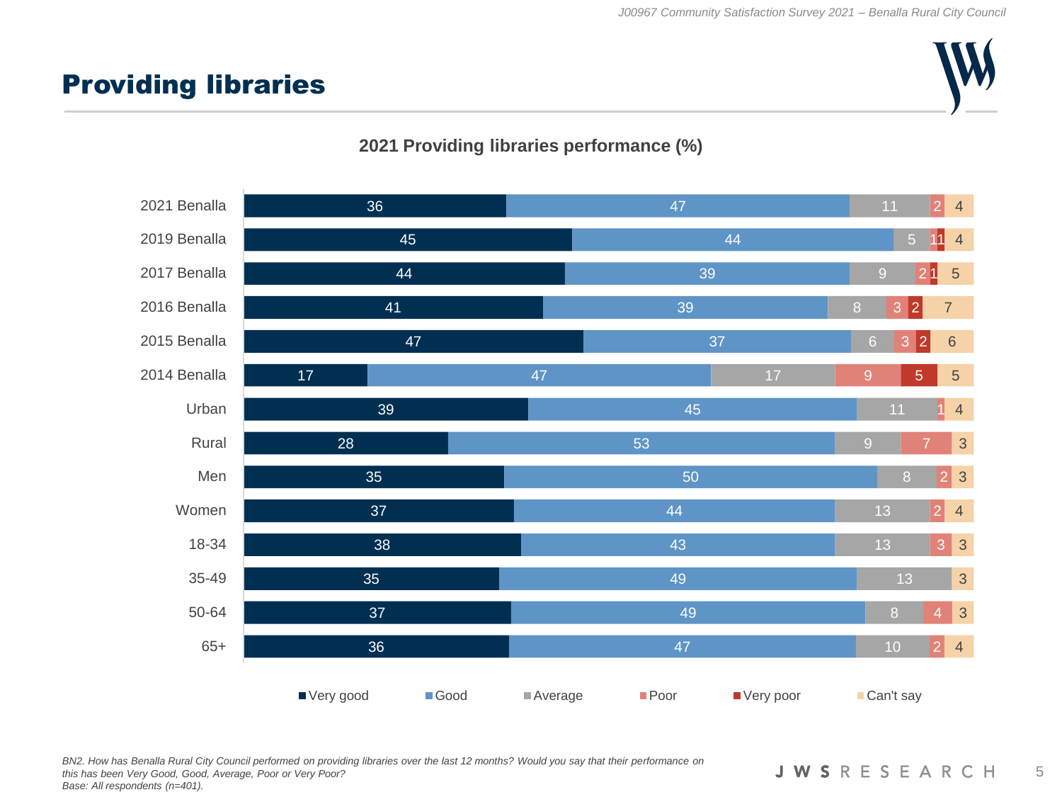# Providing libraries

**2021 Providing libraries performance (%)**

| | Very good | Good | Average | Poor | Very poor | Can't say |
|---|---|---|---|---|---|---|
| 2021 Benalla | 36 | 47 | 11 | 2 | | 4 |
| 2019 Benalla | 45 | 44 | 5 | 1 | 1 | 4 |
| 2017 Benalla | 44 | 39 | 9 | 2 | 1 | 5 |
| 2016 Benalla | 41 | 39 | 8 | 3 | 2 | 7 |
| 2015 Benalla | 47 | 37 | 6 | 3 | 2 | 6 |
| 2014 Benalla | 17 | 47 | 17 | 9 | 5 | 5 |
| Urban | 39 | 45 | 11 | 1 | | 4 |
| Rural | 28 | 53 | 9 | 7 | | 3 |
| Men | 35 | 50 | 8 | 2 | | 3 |
| Women | 37 | 44 | 13 | 2 | | 4 |
| 18-34 | 38 | 43 | 13 | 3 | | 3 |
| 35-49 | 35 | 49 | 13 | | | 3 |
| 50-64 | 37 | 49 | 8 | 4 | | 3 |
| 65+ | 36 | 47 | 10 | 2 | | 4 |

*BN2. How has Benalla Rural City Council performed on providing libraries over the last 12 months? Would you say that their performance on this has been Very Good, Good, Average, Poor or Very Poor?*
*Base: All respondents (n=401).*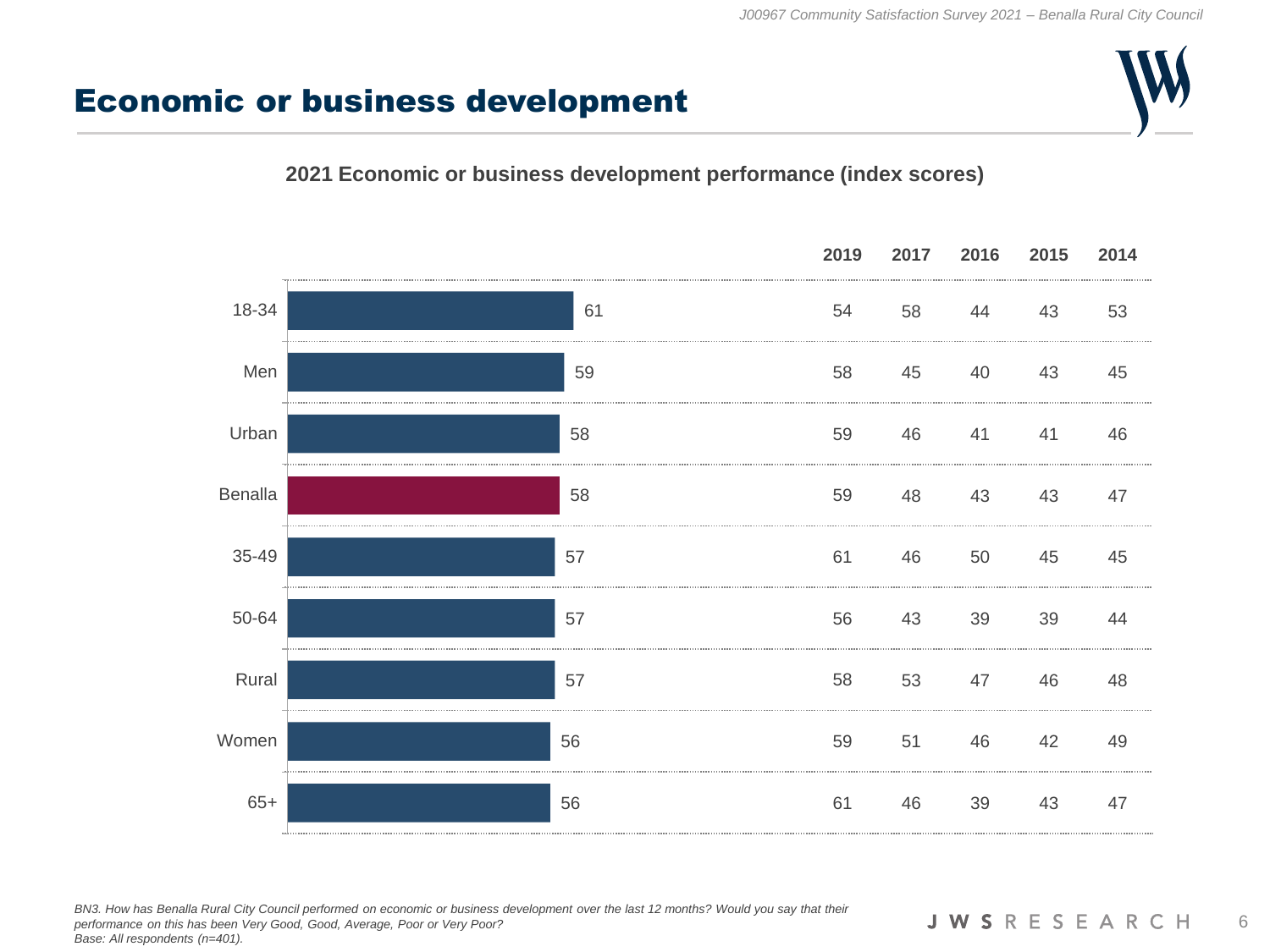# Economic or business development

**2021 Economic or business development performance (index scores)**

| | 2021 | 2019 | 2017 | 2016 | 2015 | 2014 |
|---|---|---|---|---|---|---|
| 18-34 | 61 | 54 | 58 | 44 | 43 | 53 |
| Men | 59 | 58 | 45 | 40 | 43 | 45 |
| Urban | 58 | 59 | 46 | 41 | 41 | 46 |
| Benalla | 58 | 59 | 48 | 43 | 43 | 47 |
| 35-49 | 57 | 61 | 46 | 50 | 45 | 45 |
| 50-64 | 57 | 56 | 43 | 39 | 39 | 44 |
| Rural | 57 | 58 | 53 | 47 | 46 | 48 |
| Women | 56 | 59 | 51 | 46 | 42 | 49 |
| 65+ | 56 | 61 | 46 | 39 | 43 | 47 |

*BN3. How has Benalla Rural City Council performed on economic or business development over the last 12 months? Would you say that their performance on this has been Very Good, Good, Average, Poor or Very Poor?*
*Base: All respondents (n=401).*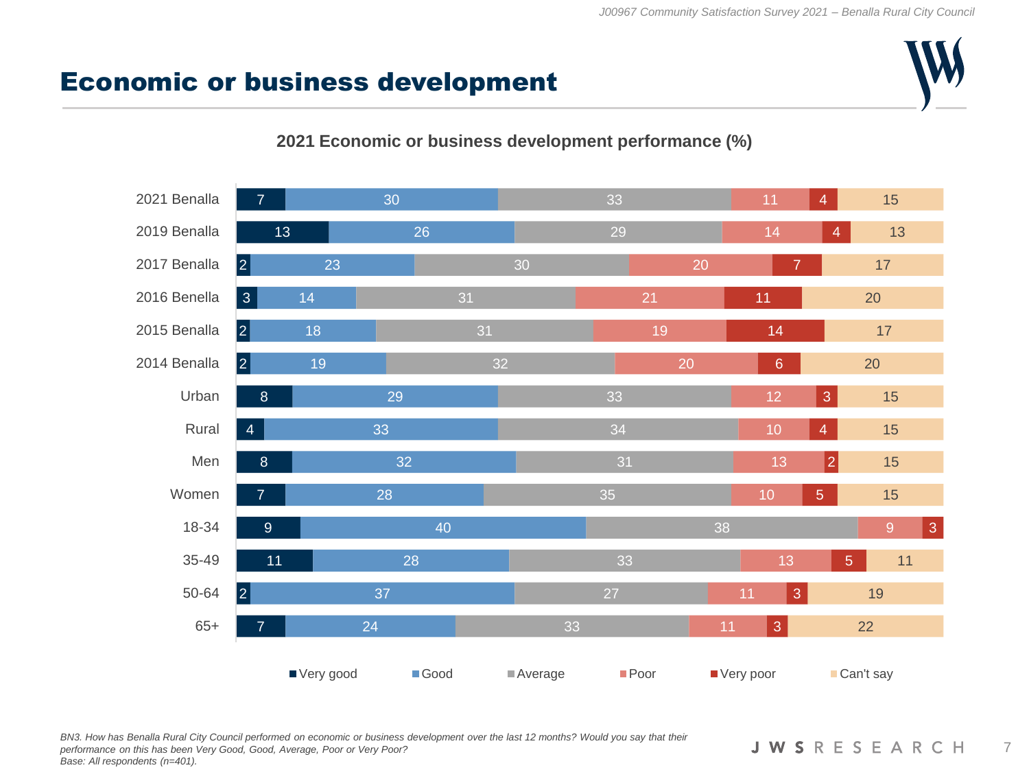# Economic or business development

**2021 Economic or business development performance (%)**

| | Very good | Good | Average | Poor | Very poor | Can't say |
|---|---|---|---|---|---|---|
| 2021 Benalla | 7 | 30 | 33 | 11 | 4 | 15 |
| 2019 Benalla | 13 | 26 | 29 | 14 | 4 | 13 |
| 2017 Benalla | 2 | 23 | 30 | 20 | 7 | 17 |
| 2016 Benella | 3 | 14 | 31 | 21 | 11 | 20 |
| 2015 Benalla | 2 | 18 | 31 | 19 | 14 | 17 |
| 2014 Benalla | 2 | 19 | 32 | 20 | 6 | 20 |
| Urban | 8 | 29 | 33 | 12 | 3 | 15 |
| Rural | 4 | 33 | 34 | 10 | 4 | 15 |
| Men | 8 | 32 | 31 | 13 | 2 | 15 |
| Women | 7 | 28 | 35 | 10 | 5 | 15 |
| 18-34 | 9 | 40 | 38 | 9 | 3 | |
| 35-49 | 11 | 28 | 33 | 13 | 5 | 11 |
| 50-64 | 2 | 37 | 27 | 11 | 3 | 19 |
| 65+ | 7 | 24 | 33 | 11 | 3 | 22 |

*BN3. How has Benalla Rural City Council performed on economic or business development over the last 12 months? Would you say that their performance on this has been Very Good, Good, Average, Poor or Very Poor?*
*Base: All respondents (n=401).*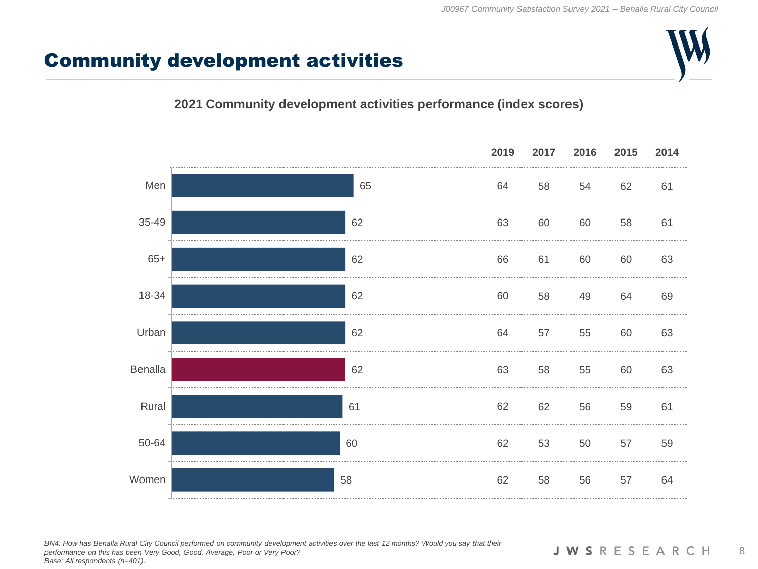# Community development activities

**2021 Community development activities performance (index scores)**

| | 2021 | 2019 | 2017 | 2016 | 2015 | 2014 |
|---|---|---|---|---|---|---|
| Men | 65 | 64 | 58 | 54 | 62 | 61 |
| 35-49 | 62 | 63 | 60 | 60 | 58 | 61 |
| 65+ | 62 | 66 | 61 | 60 | 60 | 63 |
| 18-34 | 62 | 60 | 58 | 49 | 64 | 69 |
| Urban | 62 | 64 | 57 | 55 | 60 | 63 |
| Benalla | 62 | 63 | 58 | 55 | 60 | 63 |
| Rural | 61 | 62 | 62 | 56 | 59 | 61 |
| 50-64 | 60 | 62 | 53 | 50 | 57 | 59 |
| Women | 58 | 62 | 58 | 56 | 57 | 64 |

*BN4. How has Benalla Rural City Council performed on community development activities over the last 12 months? Would you say that their performance on this has been Very Good, Good, Average, Poor or Very Poor?*
*Base: All respondents (n=401).*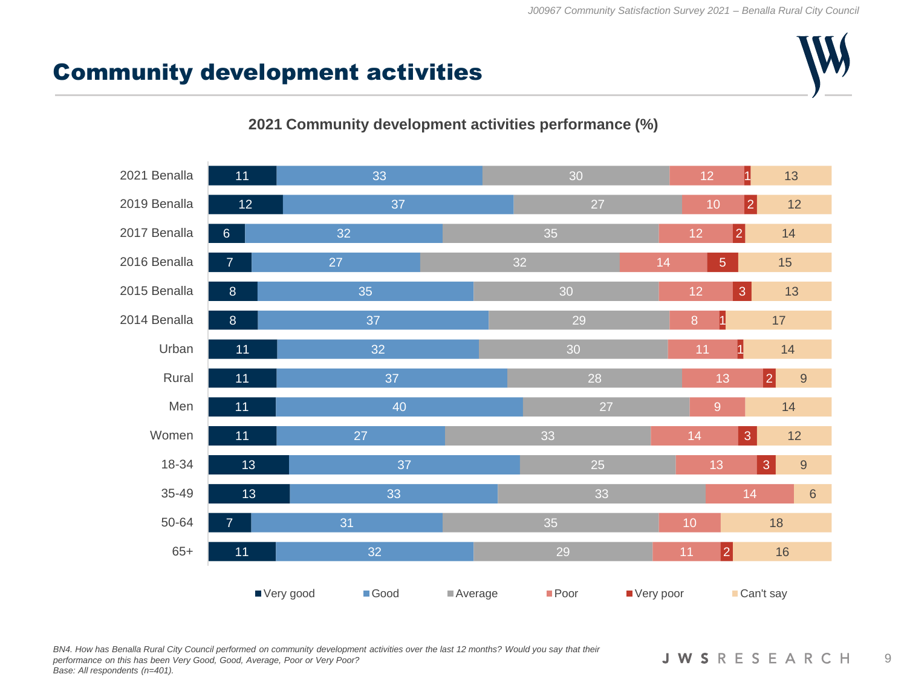# Community development activities

**2021 Community development activities performance (%)**

| | Very good | Good | Average | Poor | Very poor | Can't say |
|---|---|---|---|---|---|---|
| 2021 Benalla | 11 | 33 | 30 | 12 | 1 | 13 |
| 2019 Benalla | 12 | 37 | 27 | 10 | 2 | 12 |
| 2017 Benalla | 6 | 32 | 35 | 12 | 2 | 14 |
| 2016 Benalla | 7 | 27 | 32 | 14 | 5 | 15 |
| 2015 Benalla | 8 | 35 | 30 | 12 | 3 | 13 |
| 2014 Benalla | 8 | 37 | 29 | 8 | 1 | 17 |
| Urban | 11 | 32 | 30 | 11 | 1 | 14 |
| Rural | 11 | 37 | 28 | 13 | 2 | 9 |
| Men | 11 | 40 | 27 | 9 | | 14 |
| Women | 11 | 27 | 33 | 14 | 3 | 12 |
| 18-34 | 13 | 37 | 25 | 13 | 3 | 9 |
| 35-49 | 13 | 33 | 33 | 14 | | 6 |
| 50-64 | 7 | 31 | 35 | 10 | | 18 |
| 65+ | 11 | 32 | 29 | 11 | 2 | 16 |

*BN4. How has Benalla Rural City Council performed on community development activities over the last 12 months? Would you say that their performance on this has been Very Good, Good, Average, Poor or Very Poor?*
*Base: All respondents (n=401).*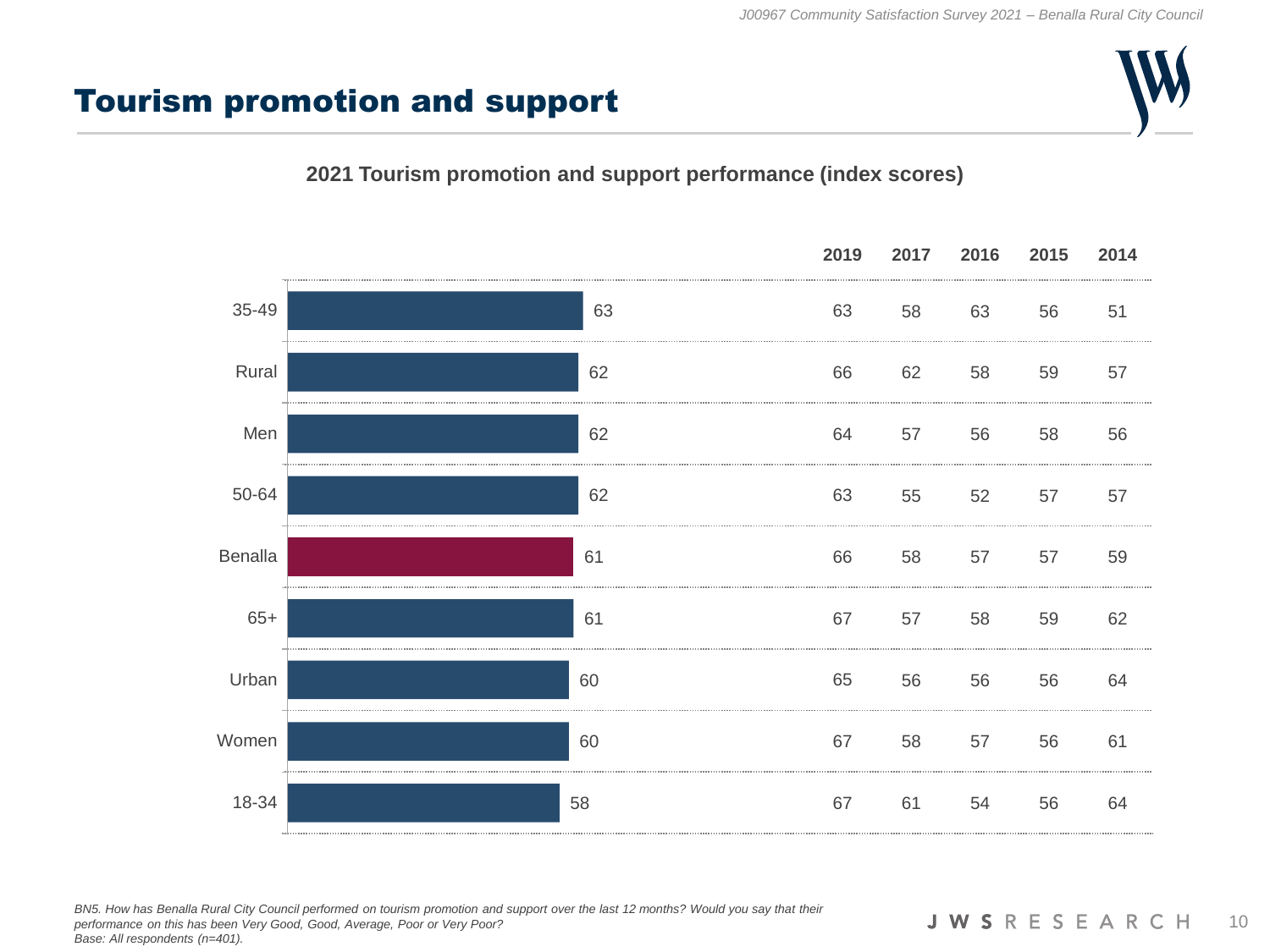# Tourism promotion and support

**2021 Tourism promotion and support performance (index scores)**

| | 2021 | 2019 | 2017 | 2016 | 2015 | 2014 |
|---|---|---|---|---|---|---|
| 35-49 | 63 | 63 | 58 | 63 | 56 | 51 |
| Rural | 62 | 66 | 62 | 58 | 59 | 57 |
| Men | 62 | 64 | 57 | 56 | 58 | 56 |
| 50-64 | 62 | 63 | 55 | 52 | 57 | 57 |
| Benalla | 61 | 66 | 58 | 57 | 57 | 59 |
| 65+ | 61 | 67 | 57 | 58 | 59 | 62 |
| Urban | 60 | 65 | 56 | 56 | 56 | 64 |
| Women | 60 | 67 | 58 | 57 | 56 | 61 |
| 18-34 | 58 | 67 | 61 | 54 | 56 | 64 |

*BN5. How has Benalla Rural City Council performed on tourism promotion and support over the last 12 months? Would you say that their performance on this has been Very Good, Good, Average, Poor or Very Poor?*
*Base: All respondents (n=401).*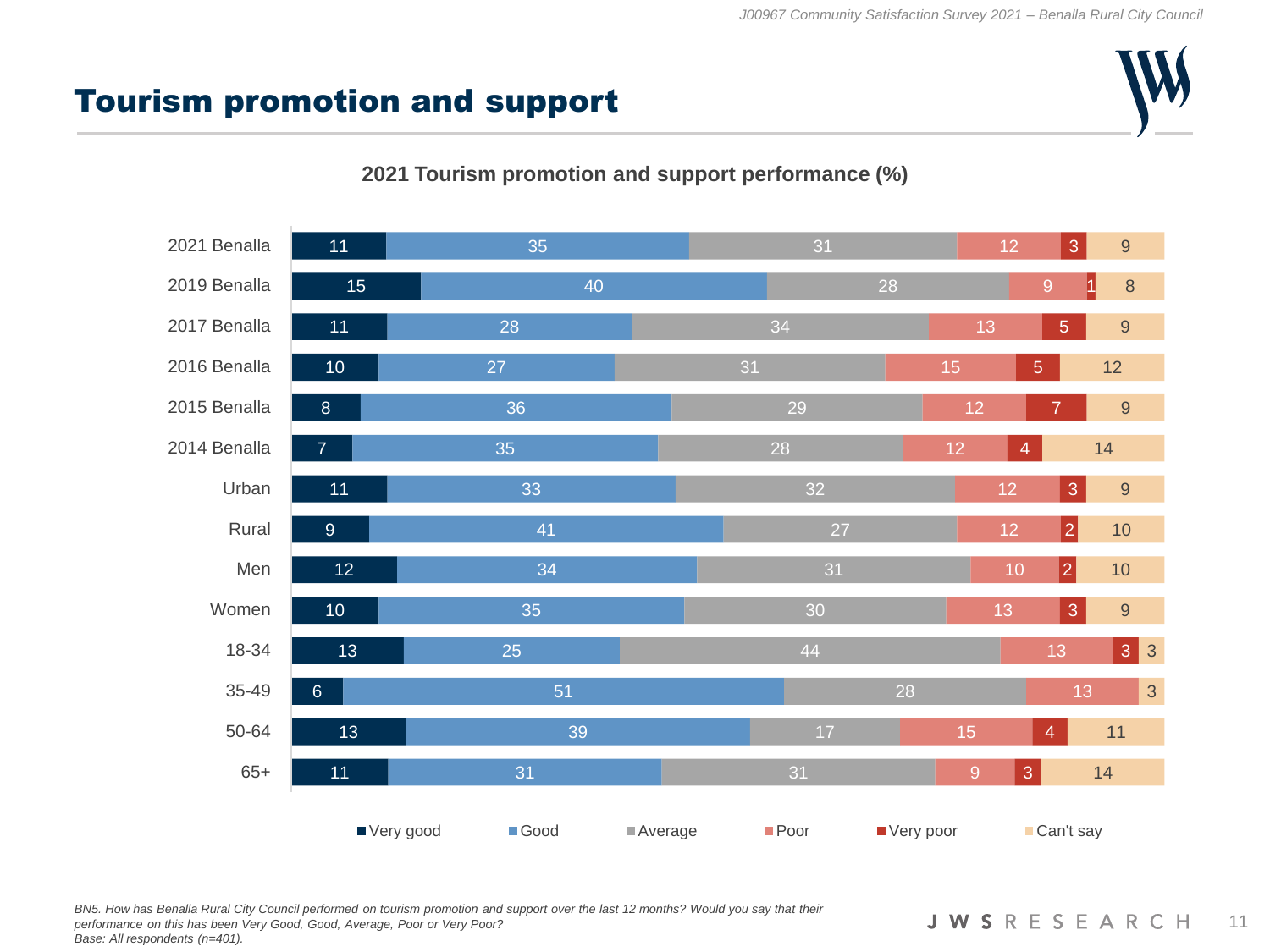# Tourism promotion and support

**2021 Tourism promotion and support performance (%)**

| | Very good | Good | Average | Poor | Very poor | Can't say |
|---|---|---|---|---|---|---|
| 2021 Benalla | 11 | 35 | 31 | 12 | 3 | 9 |
| 2019 Benalla | 15 | 40 | 28 | 9 | 1 | 8 |
| 2017 Benalla | 11 | 28 | 34 | 13 | 5 | 9 |
| 2016 Benalla | 10 | 27 | 31 | 15 | 5 | 12 |
| 2015 Benalla | 8 | 36 | 29 | 12 | 7 | 9 |
| 2014 Benalla | 7 | 35 | 28 | 12 | 4 | 14 |
| Urban | 11 | 33 | 32 | 12 | 3 | 9 |
| Rural | 9 | 41 | 27 | 12 | 2 | 10 |
| Men | 12 | 34 | 31 | 10 | 2 | 10 |
| Women | 10 | 35 | 30 | 13 | 3 | 9 |
| 18-34 | 13 | 25 | 44 | 13 | 3 | 3 |
| 35-49 | 6 | 51 | 28 | 13 | | 3 |
| 50-64 | 13 | 39 | 17 | 15 | 4 | 11 |
| 65+ | 11 | 31 | 31 | 9 | 3 | 14 |

*BN5. How has Benalla Rural City Council performed on tourism promotion and support over the last 12 months? Would you say that their performance on this has been Very Good, Good, Average, Poor or Very Poor?*
*Base: All respondents (n=401).*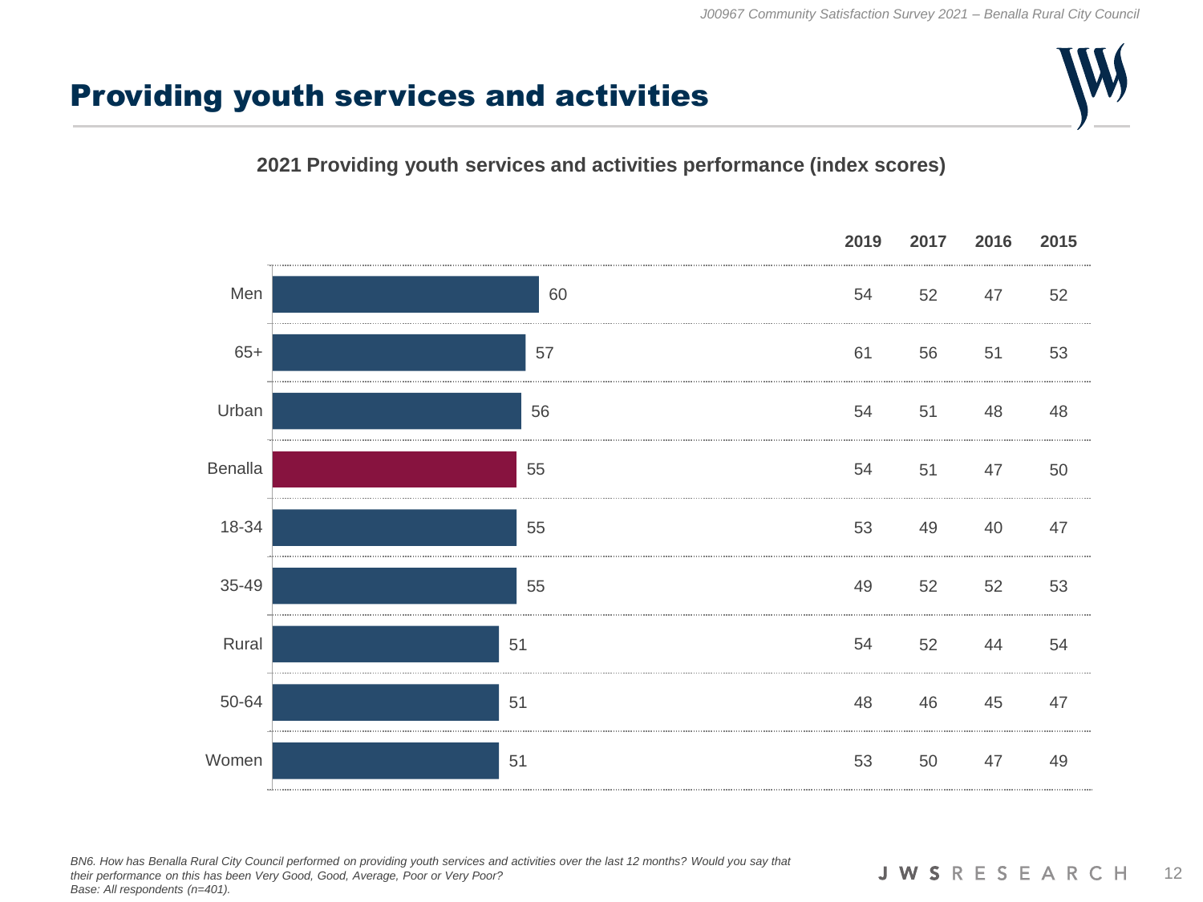# Providing youth services and activities

**2021 Providing youth services and activities performance (index scores)**

| | 2021 | 2019 | 2017 | 2016 | 2015 |
|---|---|---|---|---|---|
| Men | 60 | 54 | 52 | 47 | 52 |
| 65+ | 57 | 61 | 56 | 51 | 53 |
| Urban | 56 | 54 | 51 | 48 | 48 |
| Benalla | 55 | 54 | 51 | 47 | 50 |
| 18-34 | 55 | 53 | 49 | 40 | 47 |
| 35-49 | 55 | 49 | 52 | 52 | 53 |
| Rural | 51 | 54 | 52 | 44 | 54 |
| 50-64 | 51 | 48 | 46 | 45 | 47 |
| Women | 51 | 53 | 50 | 47 | 49 |

*BN6. How has Benalla Rural City Council performed on providing youth services and activities over the last 12 months? Would you say that their performance on this has been Very Good, Good, Average, Poor or Very Poor?*
*Base: All respondents (n=401).*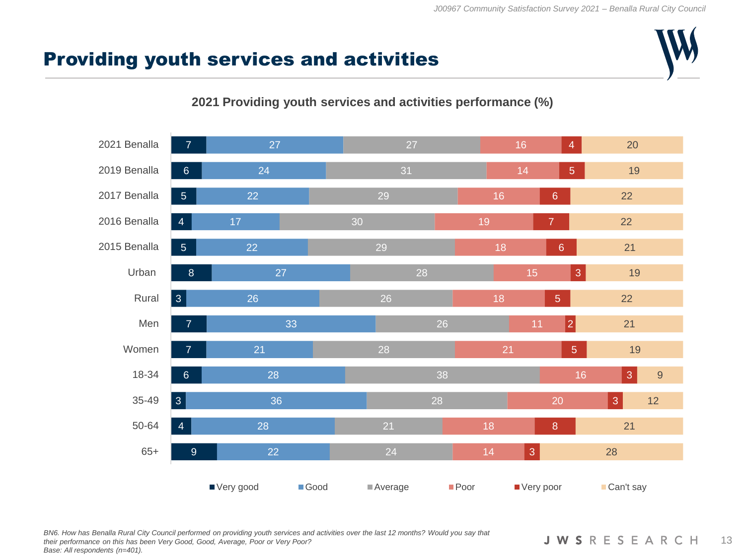# Providing youth services and activities

**2021 Providing youth services and activities performance (%)**

| | Very good | Good | Average | Poor | Very poor | Can't say |
|---|---|---|---|---|---|---|
| 2021 Benalla | 7 | 27 | 27 | 16 | 4 | 20 |
| 2019 Benalla | 6 | 24 | 31 | 14 | 5 | 19 |
| 2017 Benalla | 5 | 22 | 29 | 16 | 6 | 22 |
| 2016 Benalla | 4 | 17 | 30 | 19 | 7 | 22 |
| 2015 Benalla | 5 | 22 | 29 | 18 | 6 | 21 |
| Urban | 8 | 27 | 28 | 15 | 3 | 19 |
| Rural | 3 | 26 | 26 | 18 | 5 | 22 |
| Men | 7 | 33 | 26 | 11 | 2 | 21 |
| Women | 7 | 21 | 28 | 21 | 5 | 19 |
| 18-34 | 6 | 28 | 38 | 16 | 3 | 9 |
| 35-49 | 3 | 36 | 28 | 20 | 3 | 12 |
| 50-64 | 4 | 28 | 21 | 18 | 8 | 21 |
| 65+ | 9 | 22 | 24 | 14 | 3 | 28 |

*BN6. How has Benalla Rural City Council performed on providing youth services and activities over the last 12 months? Would you say that their performance on this has been Very Good, Good, Average, Poor or Very Poor?*
*Base: All respondents (n=401).*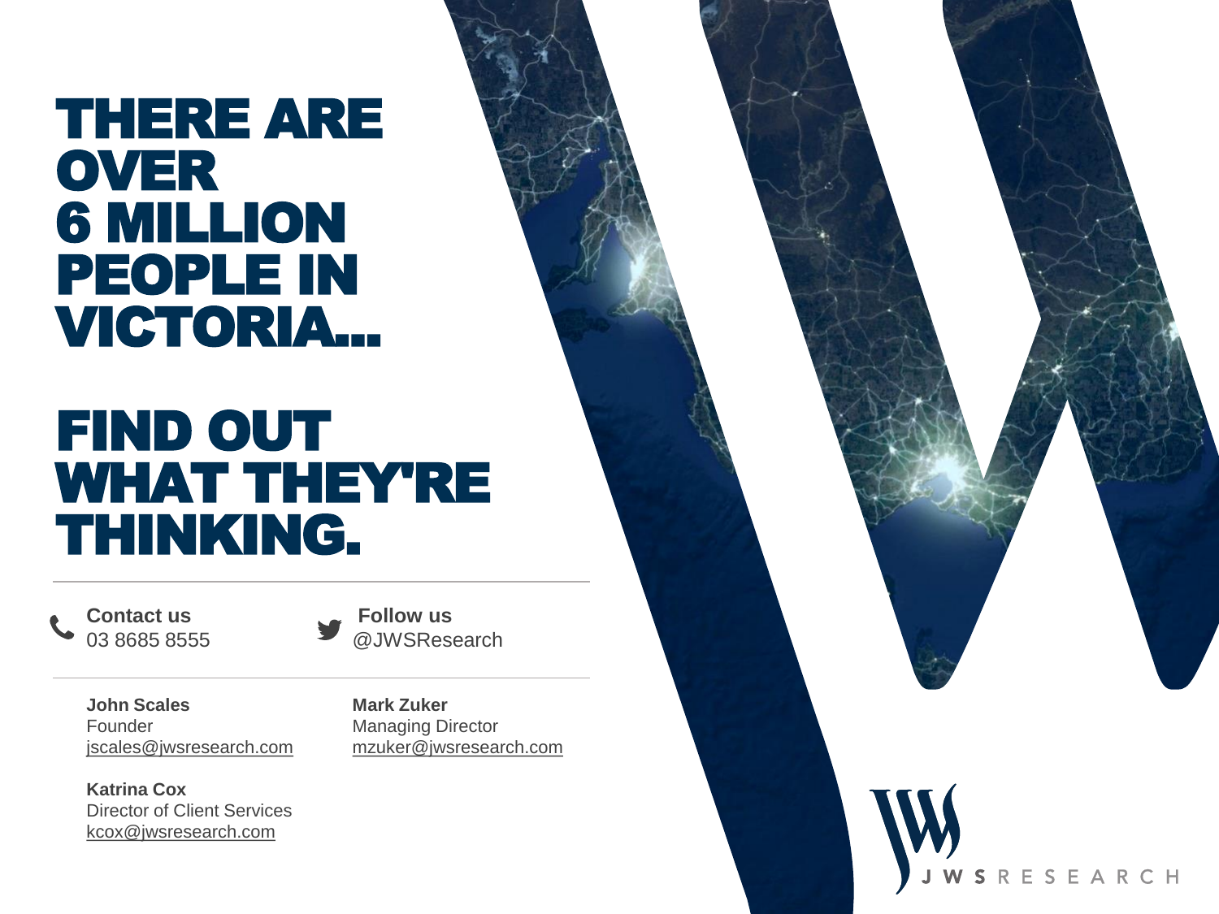# THERE ARE OVER 6 MILLION PEOPLE IN VICTORIA…

# FIND OUT WHAT THEY'RE THINKING.

**Contact us**
03 8685 8555

**Follow us**
@JWSResearch

**John Scales**
Founder
jscales@jwsresearch.com

**Mark Zuker**
Managing Director
mzuker@jwsresearch.com

**Katrina Cox**
Director of Client Services
kcox@jwsresearch.com

JWS RESEARCH